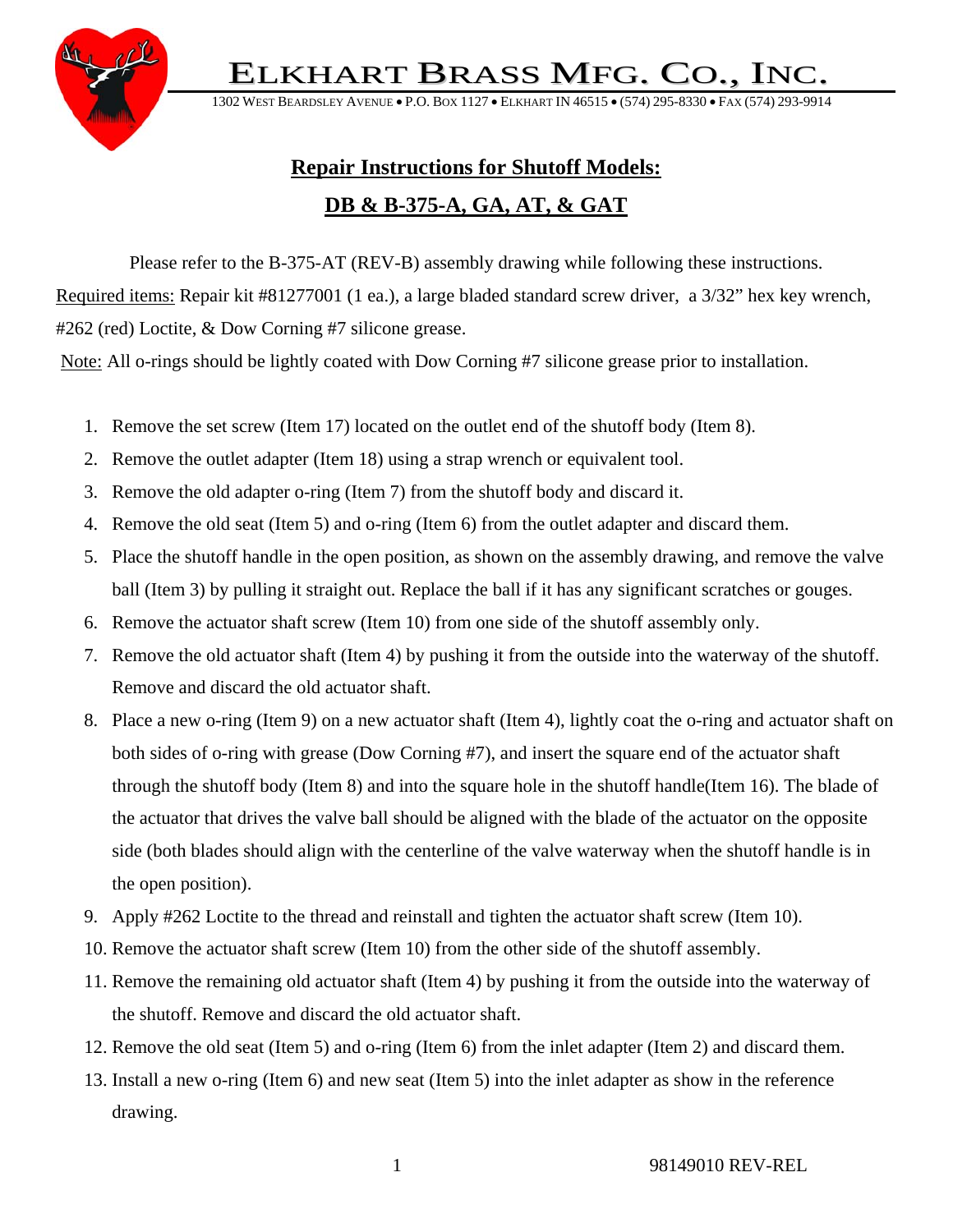# ELKHART BRASS MFG. CO., INC.

1302 WEST BEARDSLEY AVENUE • P.O. BOX 1127 • ELKHART IN 46515 • (574) 295-8330 • FAX (574) 293-9914

## Repair Instructions for Shutoff Models:

## DB & B-375-A, GA, AT, & GAT

Please refer to the B-375-AT (REV-B) assembly drawing while following these instructions.

Required items: Repair kit #81277001 (1 ea.), a large bladed standard screw driver, a 3/32" hex key wrench, #262 (red) Loctite, & Dow Corning #7 silicone grease.

Note: All o-rings should be lightly coated with Dow Corning #7 silicone grease prior to installation.

1. Remove the set screw (Item 17) located on the outlet end of the shutoff body (Item 8).
2. Remove the outlet adapter (Item 18) using a strap wrench or equivalent tool.
3. Remove the old adapter o-ring (Item 7) from the shutoff body and discard it.
4. Remove the old seat (Item 5) and o-ring (Item 6) from the outlet adapter and discard them.
5. Place the shutoff handle in the open position, as shown on the assembly drawing, and remove the valve ball (Item 3) by pulling it straight out. Replace the ball if it has any significant scratches or gouges.
6. Remove the actuator shaft screw (Item 10) from one side of the shutoff assembly only.
7. Remove the old actuator shaft (Item 4) by pushing it from the outside into the waterway of the shutoff. Remove and discard the old actuator shaft.
8. Place a new o-ring (Item 9) on a new actuator shaft (Item 4), lightly coat the o-ring and actuator shaft on both sides of o-ring with grease (Dow Corning #7), and insert the square end of the actuator shaft through the shutoff body (Item 8) and into the square hole in the shutoff handle(Item 16). The blade of the actuator that drives the valve ball should be aligned with the blade of the actuator on the opposite side (both blades should align with the centerline of the valve waterway when the shutoff handle is in the open position).
9. Apply #262 Loctite to the thread and reinstall and tighten the actuator shaft screw (Item 10).
10. Remove the actuator shaft screw (Item 10) from the other side of the shutoff assembly.
11. Remove the remaining old actuator shaft (Item 4) by pushing it from the outside into the waterway of the shutoff. Remove and discard the old actuator shaft.
12. Remove the old seat (Item 5) and o-ring (Item 6) from the inlet adapter (Item 2) and discard them.
13. Install a new o-ring (Item 6) and new seat (Item 5) into the inlet adapter as show in the reference drawing.

98149010 REV-REL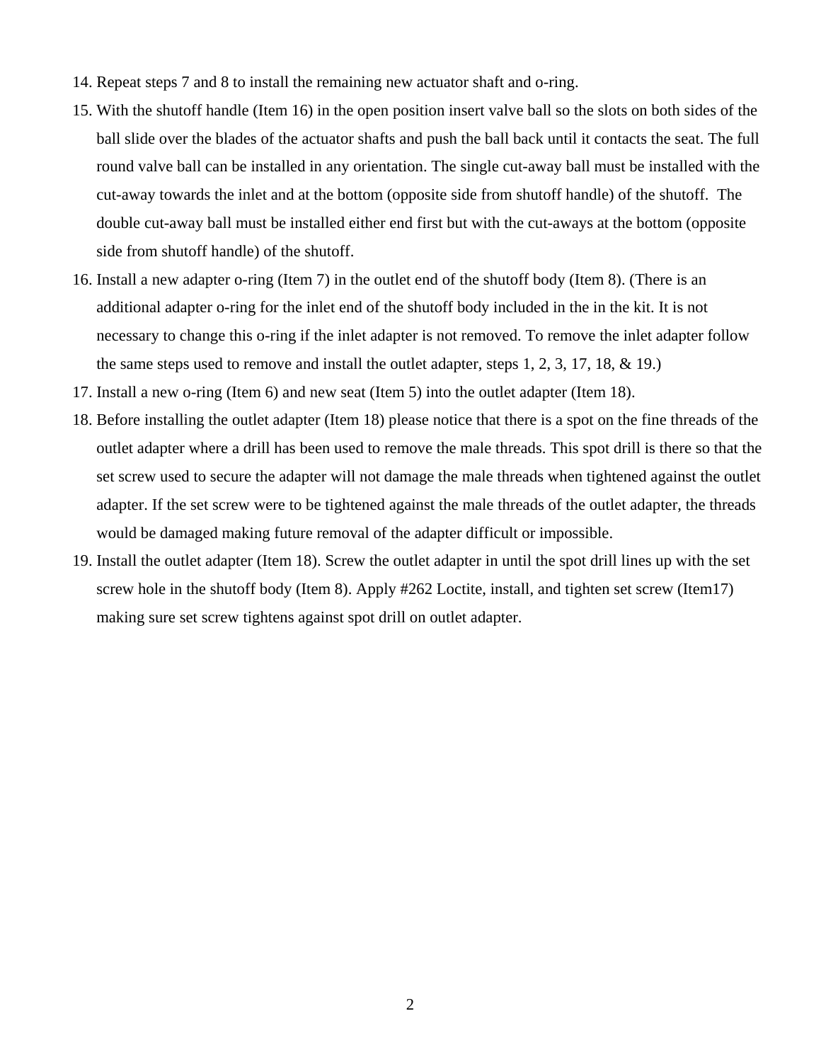14. Repeat steps 7 and 8 to install the remaining new actuator shaft and o-ring.
15. With the shutoff handle (Item 16) in the open position insert valve ball so the slots on both sides of the ball slide over the blades of the actuator shafts and push the ball back until it contacts the seat. The full round valve ball can be installed in any orientation. The single cut-away ball must be installed with the cut-away towards the inlet and at the bottom (opposite side from shutoff handle) of the shutoff. The double cut-away ball must be installed either end first but with the cut-aways at the bottom (opposite side from shutoff handle) of the shutoff.
16. Install a new adapter o-ring (Item 7) in the outlet end of the shutoff body (Item 8). (There is an additional adapter o-ring for the inlet end of the shutoff body included in the in the kit. It is not necessary to change this o-ring if the inlet adapter is not removed. To remove the inlet adapter follow the same steps used to remove and install the outlet adapter, steps 1, 2, 3, 17, 18, & 19.)
17. Install a new o-ring (Item 6) and new seat (Item 5) into the outlet adapter (Item 18).
18. Before installing the outlet adapter (Item 18) please notice that there is a spot on the fine threads of the outlet adapter where a drill has been used to remove the male threads. This spot drill is there so that the set screw used to secure the adapter will not damage the male threads when tightened against the outlet adapter. If the set screw were to be tightened against the male threads of the outlet adapter, the threads would be damaged making future removal of the adapter difficult or impossible.
19. Install the outlet adapter (Item 18). Screw the outlet adapter in until the spot drill lines up with the set screw hole in the shutoff body (Item 8). Apply #262 Loctite, install, and tighten set screw (Item17) making sure set screw tightens against spot drill on outlet adapter.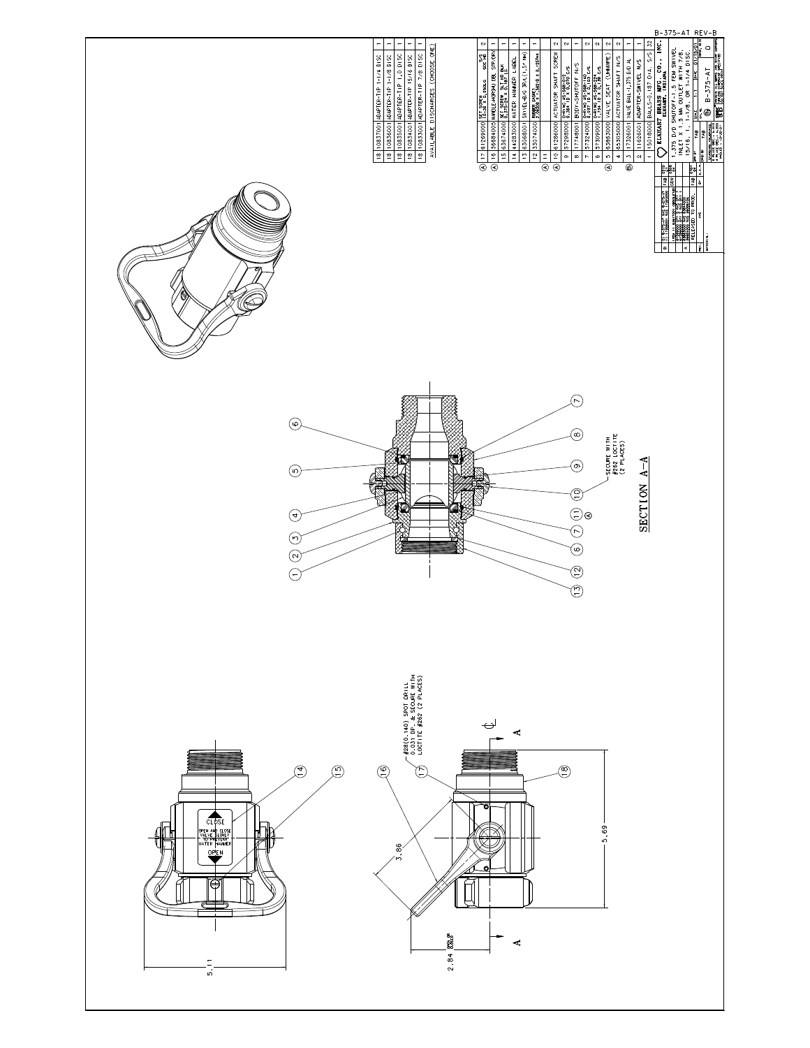B-375-AT REV-B

| | | | | |
|---|---|---|---|---|
| 18 | 10837001 | ADAPTER-TIP 1-1/4 DISC | 1 |
| 18 | 10836001 | ADAPTER-TIP 1-1/8 DISC | 1 |
| 18 | 10835001 | ADAPTER-TIP 1.0 DISC | 1 |
| 18 | 10834001 | ADAPTER-TIP 15/16 DISC | 1 |
| 18 | 10833001 | ADAPTER-TIP 7/8 DISC | 1 |

AVAILABLE DISCHARGES (CHOOSE ONE)

| | | | | |
|---|---|---|---|---|
| Ⓐ | 17 | 61269000 | SET SCREW 10-32 x .250LG | 2 |
| Ⓐ | 16 | 36684005 | HANDLE-HORSHU (DBL STP) (BK) | 1 |
| | 15 | 63674000 | SET SCREW SLT 40 BLK | 1 |
| | 14 | 44283000 | WATER HAMMER LABEL | 1 |
| | 13 | 63068001 | SWIVEL-B/G 3PC (1.5" NH) | 1 |
| | 12 | 33074000 | RUBBER GASKET | 1 |
| Ⓐ | 11 | | | |
| Ⓐ | 10 | 61286000 | ACTUATOR SHAFT SCREW | 2 |
| | 9 | 37298000 | O-RING | 2 |
| | 8 | 17748001 | BODY-SHUTOFF N/S | 1 |
| | 7 | 37324000 | O-RING | 2 |
| | 6 | 37369000 | O-RING | 2 |
| Ⓐ | 5 | 63863000 | VALVE SEAT (UHMWPE) | 2 |
| | 4 | 65305000 | ACTUATOR SHAFT N/S | 2 |
| Ⓑ | 3 | 17326001 | VALVE BALL-1.375 0.D AL | 1 |
| | 2 | 11626001 | ADAPTER-SWIVEL N/S | 1 |
| | 1 | 15018000 | BALLS-0.187 DIA. S/S | 32 |

ELKHART BRASS MFG. CO. INC.
ELKHART, INDIANA

1.375 D/D SHUTOFF-1.5 FEM SWIVEL INLET X 1.5 NH OUTLET WITH 7/8, 15/16, 1, 1-1/8, OR 1-1/4 DISC.

SCALE 1:1

Ⓑ B-375-AT

SECTION A-A

SECURE WITH #262 LOCTITE (2 PLACES)

#28(0.140) SPOT DRILL 0.031 DP. & SECURE WITH LOCTITE #262 (2 PLACES)

CLOSE
OPEN AND CLOSE VALVE SLOWLY TO PREVENT WATER HAMMER
OPEN

5.11

3.86

2.84

5.69

A

A